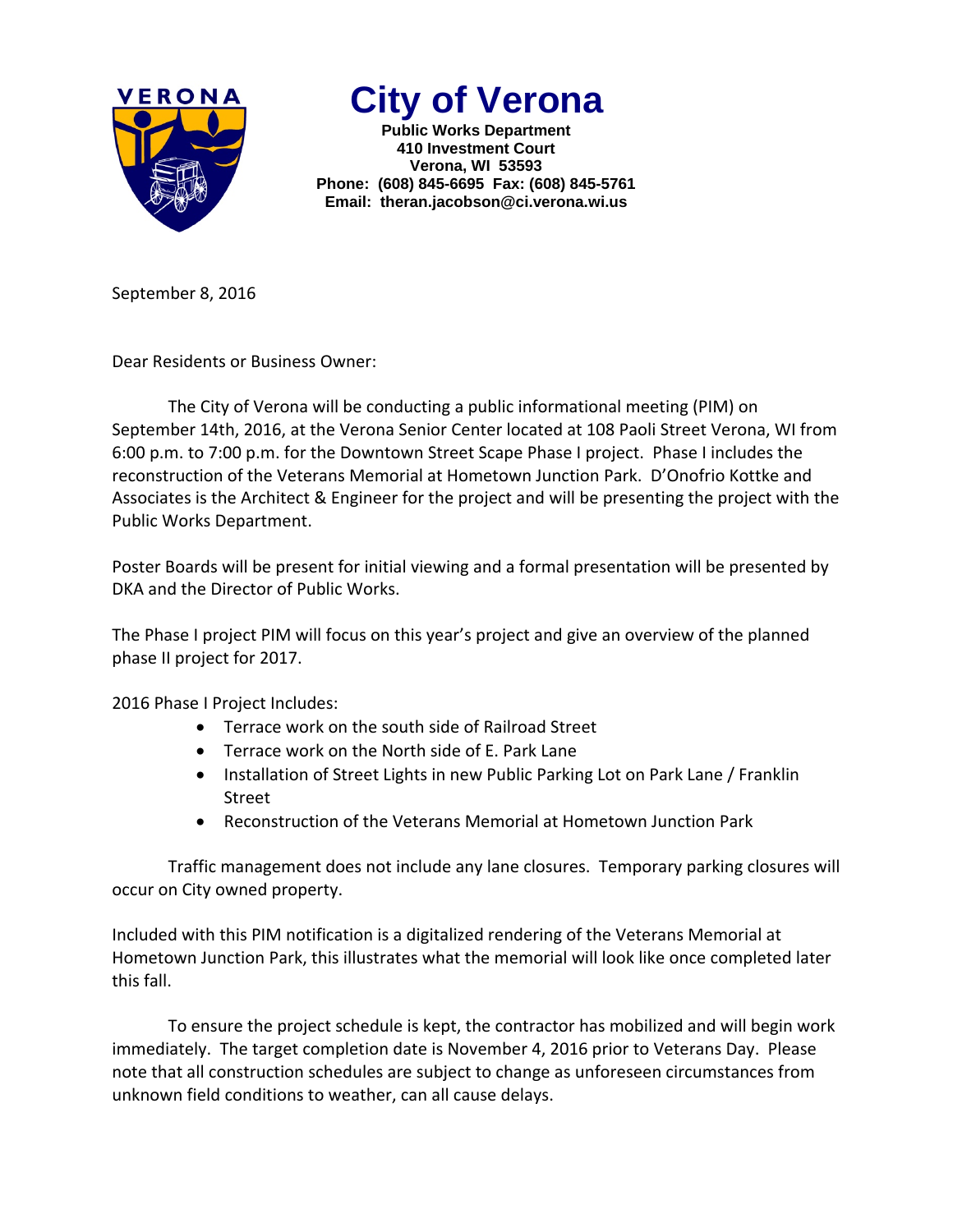# City of Verona

**Public Works Department**
**410 Investment Court**
**Verona, WI 53593**
**Phone: (608) 845-6695 Fax: (608) 845-5761**
**Email: theran.jacobson@ci.verona.wi.us**

September 8, 2016

Dear Residents or Business Owner:

The City of Verona will be conducting a public informational meeting (PIM) on September 14th, 2016, at the Verona Senior Center located at 108 Paoli Street Verona, WI from 6:00 p.m. to 7:00 p.m. for the Downtown Street Scape Phase I project. Phase I includes the reconstruction of the Veterans Memorial at Hometown Junction Park. D'Onofrio Kottke and Associates is the Architect & Engineer for the project and will be presenting the project with the Public Works Department.

Poster Boards will be present for initial viewing and a formal presentation will be presented by DKA and the Director of Public Works.

The Phase I project PIM will focus on this year's project and give an overview of the planned phase II project for 2017.

2016 Phase I Project Includes:

- Terrace work on the south side of Railroad Street
- Terrace work on the North side of E. Park Lane
- Installation of Street Lights in new Public Parking Lot on Park Lane / Franklin Street
- Reconstruction of the Veterans Memorial at Hometown Junction Park

Traffic management does not include any lane closures. Temporary parking closures will occur on City owned property.

Included with this PIM notification is a digitalized rendering of the Veterans Memorial at Hometown Junction Park, this illustrates what the memorial will look like once completed later this fall.

To ensure the project schedule is kept, the contractor has mobilized and will begin work immediately. The target completion date is November 4, 2016 prior to Veterans Day. Please note that all construction schedules are subject to change as unforeseen circumstances from unknown field conditions to weather, can all cause delays.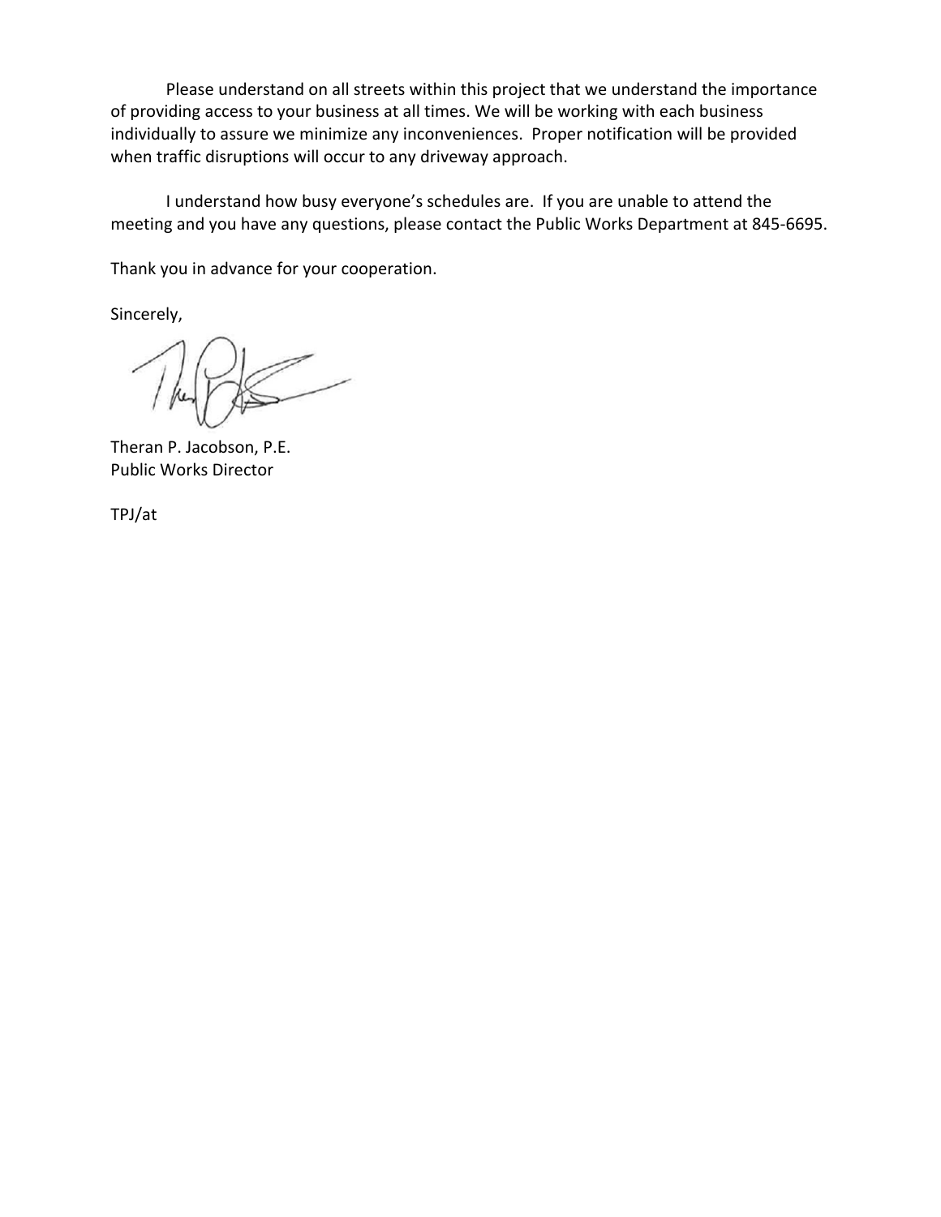Please understand on all streets within this project that we understand the importance of providing access to your business at all times. We will be working with each business individually to assure we minimize any inconveniences. Proper notification will be provided when traffic disruptions will occur to any driveway approach.

I understand how busy everyone's schedules are. If you are unable to attend the meeting and you have any questions, please contact the Public Works Department at 845-6695.

Thank you in advance for your cooperation.

Sincerely,

Theran P. Jacobson, P.E.
Public Works Director

TPJ/at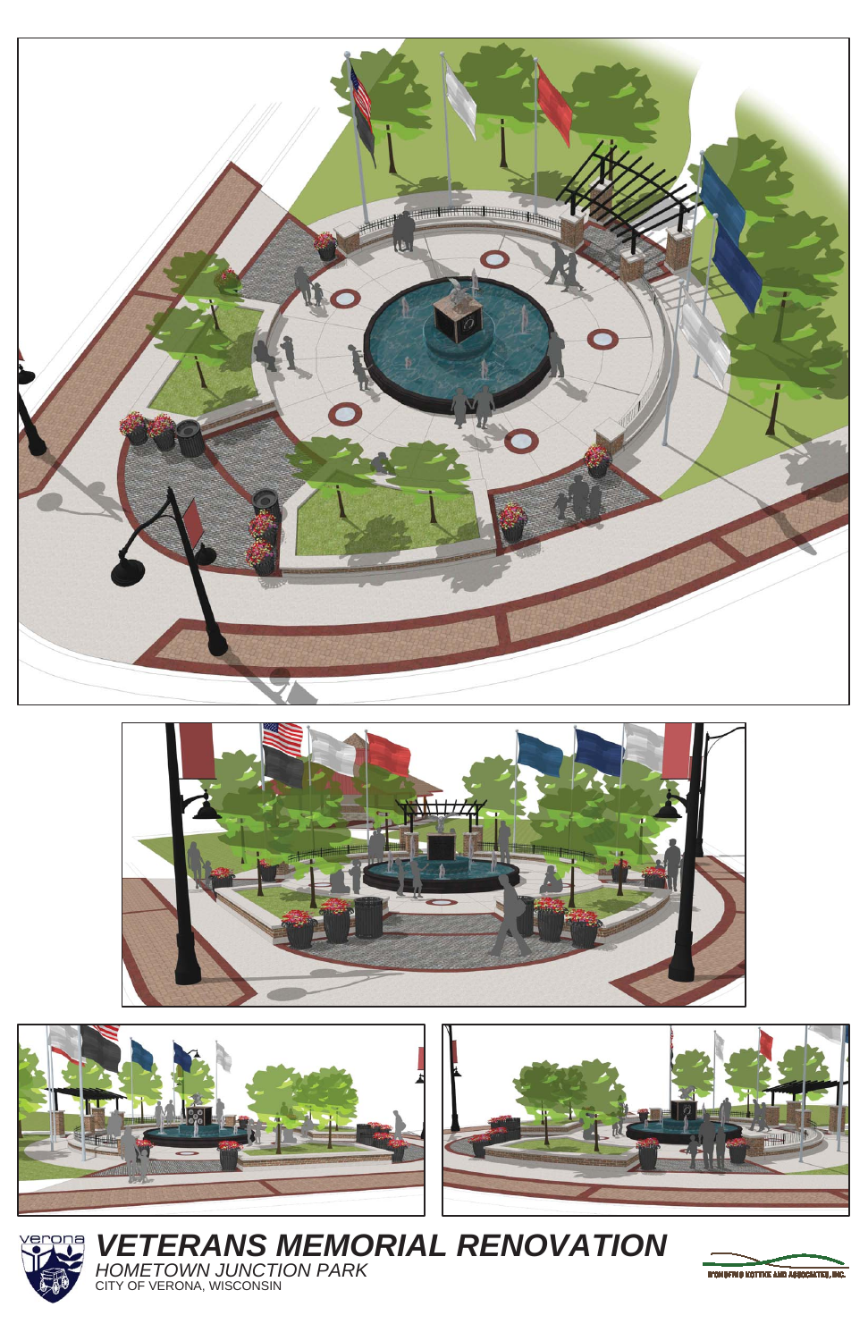# VETERANS MEMORIAL RENOVATION

*HOMETOWN JUNCTION PARK*

CITY OF VERONA, WISCONSIN

verona

D'ONOFRIO KOTTKE AND ASSOCIATES, INC.